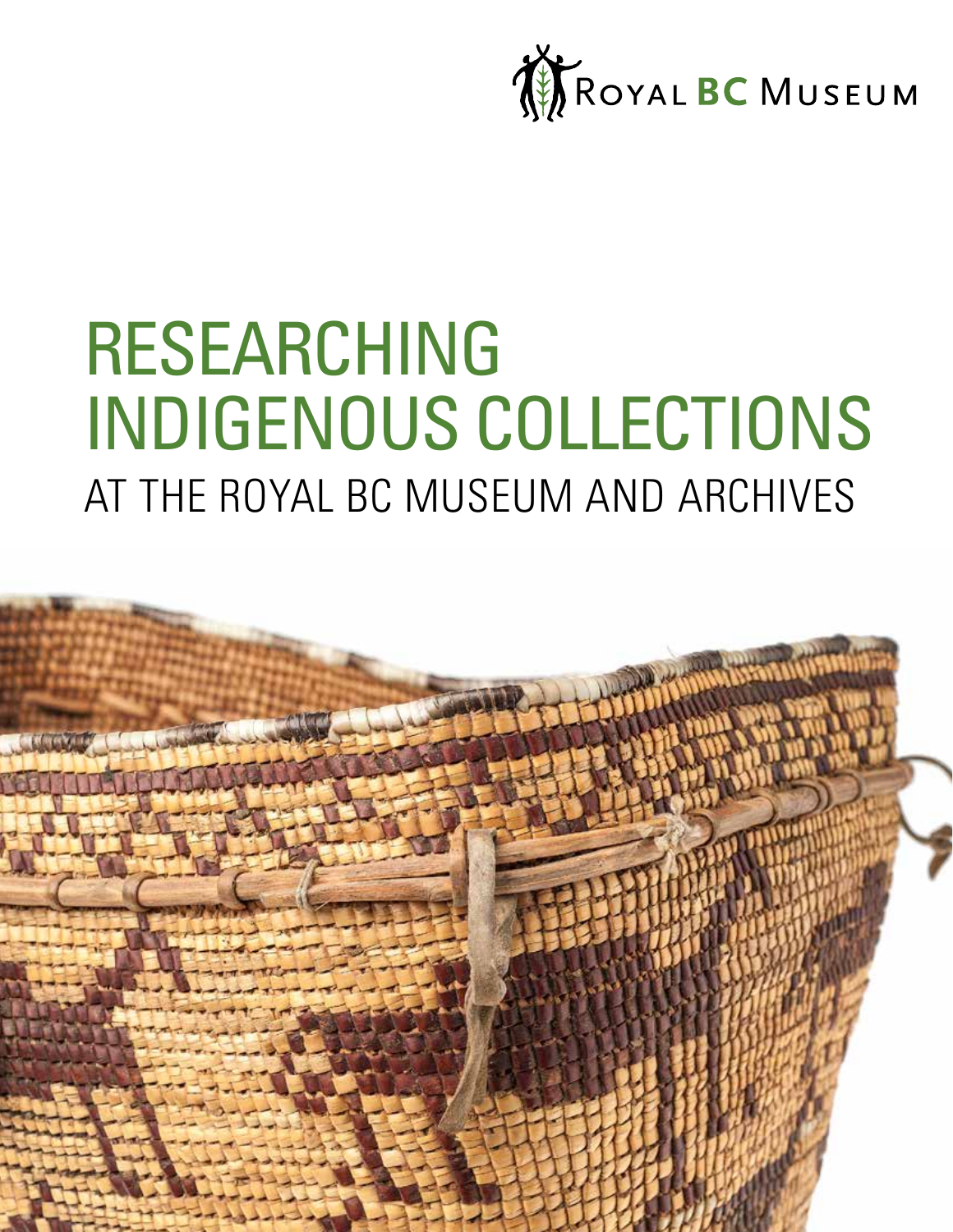ROYAL BC MUSEUM

# RESEARCHING INDIGENOUS COLLECTIONS

## AT THE ROYAL BC MUSEUM AND ARCHIVES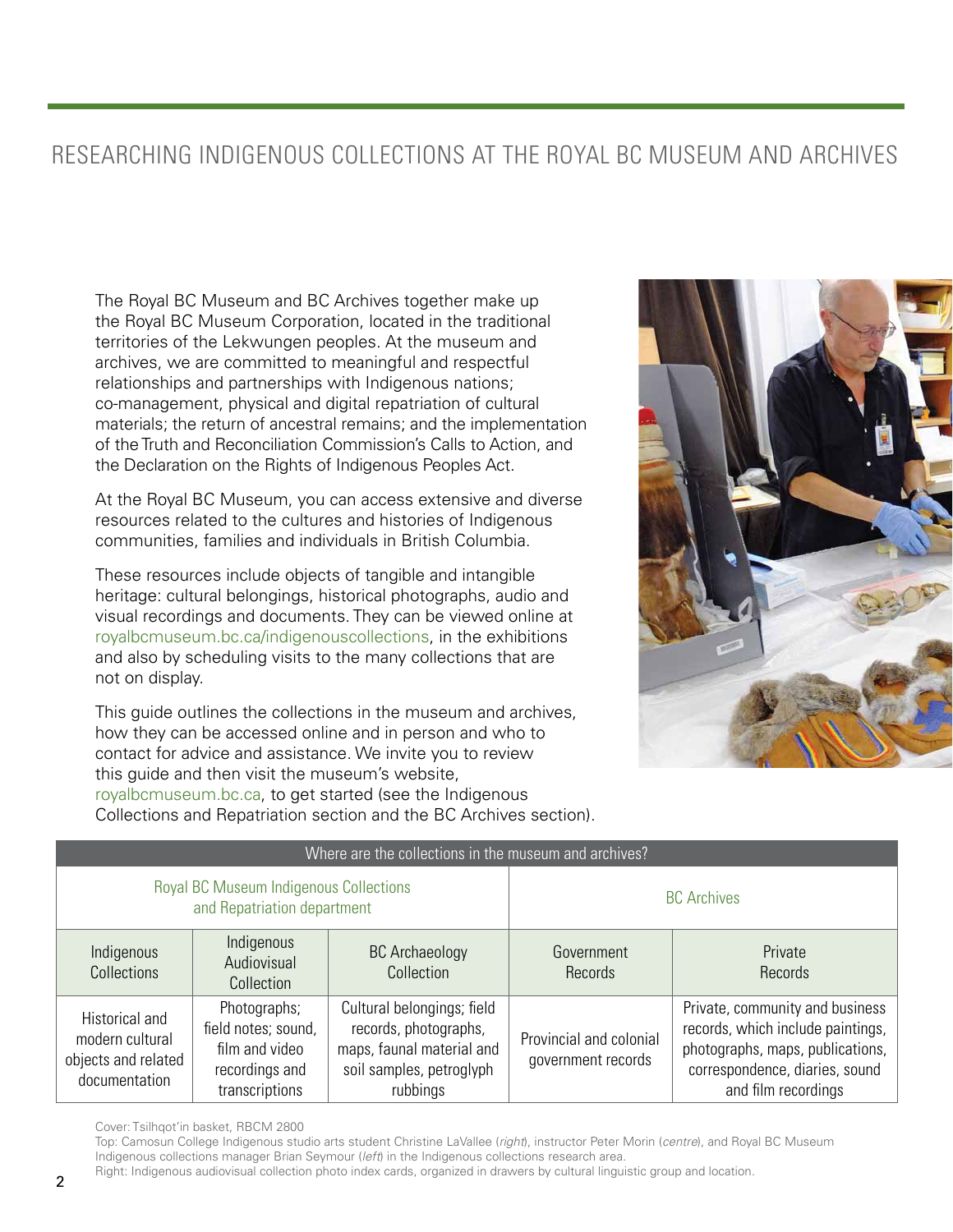# RESEARCHING INDIGENOUS COLLECTIONS AT THE ROYAL BC MUSEUM AND ARCHIVES

The Royal BC Museum and BC Archives together make up the Royal BC Museum Corporation, located in the traditional territories of the Lekwungen peoples. At the museum and archives, we are committed to meaningful and respectful relationships and partnerships with Indigenous nations; co-management, physical and digital repatriation of cultural materials; the return of ancestral remains; and the implementation of the Truth and Reconciliation Commission's Calls to Action, and the Declaration on the Rights of Indigenous Peoples Act.

At the Royal BC Museum, you can access extensive and diverse resources related to the cultures and histories of Indigenous communities, families and individuals in British Columbia.

These resources include objects of tangible and intangible heritage: cultural belongings, historical photographs, audio and visual recordings and documents. They can be viewed online at royalbcmuseum.bc.ca/indigenouscollections, in the exhibitions and also by scheduling visits to the many collections that are not on display.

This guide outlines the collections in the museum and archives, how they can be accessed online and in person and who to contact for advice and assistance. We invite you to review this guide and then visit the museum's website, royalbcmuseum.bc.ca, to get started (see the Indigenous Collections and Repatriation section and the BC Archives section).

| Where are the collections in the museum and archives? | | | | |
|---|---|---|---|---|
| Royal BC Museum Indigenous Collections and Repatriation department | | | BC Archives | |
| Indigenous Collections | Indigenous Audiovisual Collection | BC Archaeology Collection | Government Records | Private Records |
| Historical and modern cultural objects and related documentation | Photographs; field notes; sound, film and video recordings and transcriptions | Cultural belongings; field records, photographs, maps, faunal material and soil samples, petroglyph rubbings | Provincial and colonial government records | Private, community and business records, which include paintings, photographs, maps, publications, correspondence, diaries, sound and film recordings |

Cover: Tsilhqot'in basket, RBCM 2800

Top: Camosun College Indigenous studio arts student Christine LaVallee (*right*), instructor Peter Morin (*centre*), and Royal BC Museum Indigenous collections manager Brian Seymour (*left*) in the Indigenous collections research area.

Right: Indigenous audiovisual collection photo index cards, organized in drawers by cultural linguistic group and location.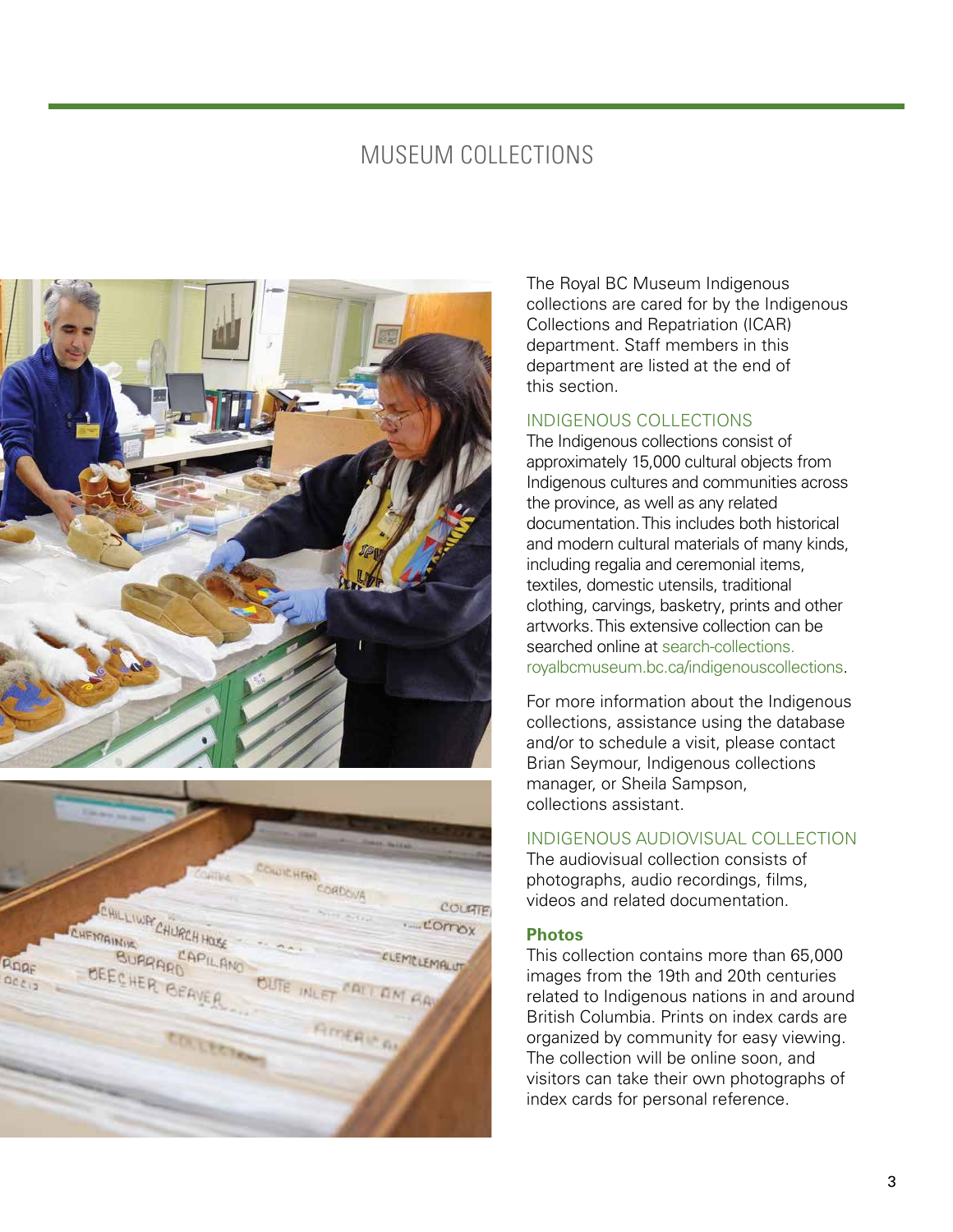# MUSEUM COLLECTIONS

The Royal BC Museum Indigenous collections are cared for by the Indigenous Collections and Repatriation (ICAR) department. Staff members in this department are listed at the end of this section.

## INDIGENOUS COLLECTIONS

The Indigenous collections consist of approximately 15,000 cultural objects from Indigenous cultures and communities across the province, as well as any related documentation. This includes both historical and modern cultural materials of many kinds, including regalia and ceremonial items, textiles, domestic utensils, traditional clothing, carvings, basketry, prints and other artworks. This extensive collection can be searched online at search-collections.royalbcmuseum.bc.ca/indigenouscollections.

For more information about the Indigenous collections, assistance using the database and/or to schedule a visit, please contact Brian Seymour, Indigenous collections manager, or Sheila Sampson, collections assistant.

## INDIGENOUS AUDIOVISUAL COLLECTION

The audiovisual collection consists of photographs, audio recordings, films, videos and related documentation.

### Photos

This collection contains more than 65,000 images from the 19th and 20th centuries related to Indigenous nations in and around British Columbia. Prints on index cards are organized by community for easy viewing. The collection will be online soon, and visitors can take their own photographs of index cards for personal reference.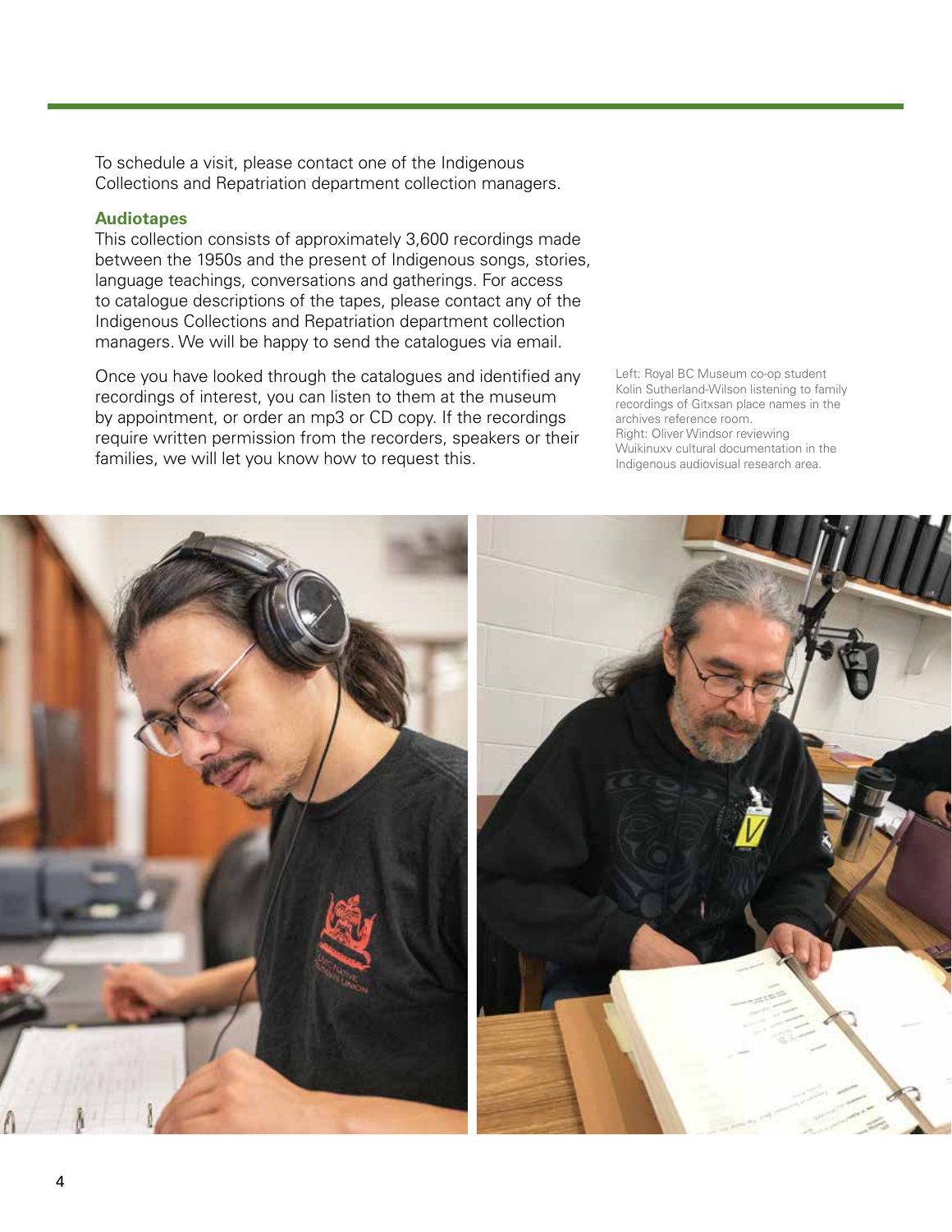To schedule a visit, please contact one of the Indigenous Collections and Repatriation department collection managers.

### Audiotapes

This collection consists of approximately 3,600 recordings made between the 1950s and the present of Indigenous songs, stories, language teachings, conversations and gatherings. For access to catalogue descriptions of the tapes, please contact any of the Indigenous Collections and Repatriation department collection managers. We will be happy to send the catalogues via email.

Once you have looked through the catalogues and identified any recordings of interest, you can listen to them at the museum by appointment, or order an mp3 or CD copy. If the recordings require written permission from the recorders, speakers or their families, we will let you know how to request this.

Left: Royal BC Museum co-op student Kolin Sutherland-Wilson listening to family recordings of Gitxsan place names in the archives reference room.
Right: Oliver Windsor reviewing Wuikinuxv cultural documentation in the Indigenous audiovisual research area.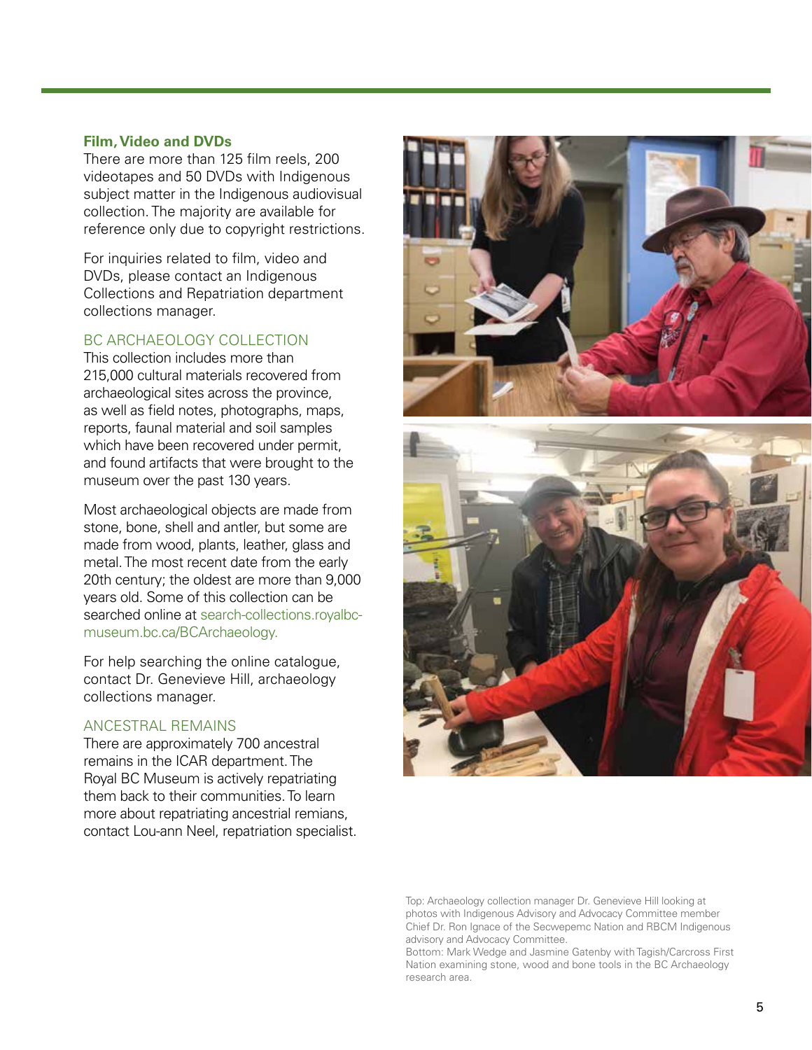**Film, Video and DVDs**

There are more than 125 film reels, 200 videotapes and 50 DVDs with Indigenous subject matter in the Indigenous audiovisual collection. The majority are available for reference only due to copyright restrictions.

For inquiries related to film, video and DVDs, please contact an Indigenous Collections and Repatriation department collections manager.

## BC ARCHAEOLOGY COLLECTION

This collection includes more than 215,000 cultural materials recovered from archaeological sites across the province, as well as field notes, photographs, maps, reports, faunal material and soil samples which have been recovered under permit, and found artifacts that were brought to the museum over the past 130 years.

Most archaeological objects are made from stone, bone, shell and antler, but some are made from wood, plants, leather, glass and metal. The most recent date from the early 20th century; the oldest are more than 9,000 years old. Some of this collection can be searched online at search-collections.royalbcmuseum.bc.ca/BCArchaeology.

For help searching the online catalogue, contact Dr. Genevieve Hill, archaeology collections manager.

## ANCESTRAL REMAINS

There are approximately 700 ancestral remains in the ICAR department. The Royal BC Museum is actively repatriating them back to their communities. To learn more about repatriating ancestral remians, contact Lou-ann Neel, repatriation specialist.

Top: Archaeology collection manager Dr. Genevieve Hill looking at photos with Indigenous Advisory and Advocacy Committee member Chief Dr. Ron Ignace of the Secwepemc Nation and RBCM Indigenous advisory and Advocacy Committee.

Bottom: Mark Wedge and Jasmine Gatenby with Tagish/Carcross First Nation examining stone, wood and bone tools in the BC Archaeology research area.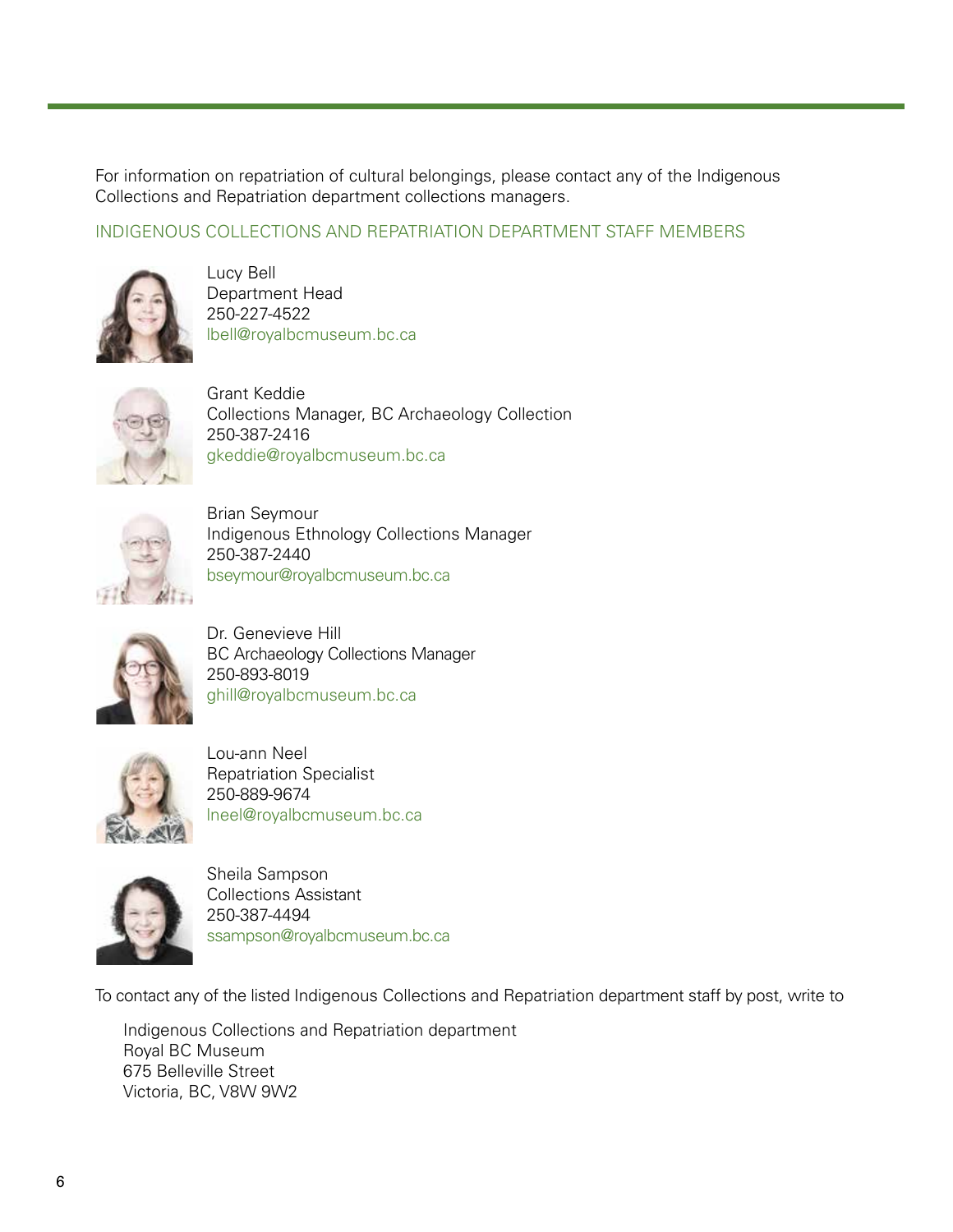For information on repatriation of cultural belongings, please contact any of the Indigenous Collections and Repatriation department collections managers.

## INDIGENOUS COLLECTIONS AND REPATRIATION DEPARTMENT STAFF MEMBERS

Lucy Bell
Department Head
250-227-4522
lbell@royalbcmuseum.bc.ca

Grant Keddie
Collections Manager, BC Archaeology Collection
250-387-2416
gkeddie@royalbcmuseum.bc.ca

Brian Seymour
Indigenous Ethnology Collections Manager
250-387-2440
bseymour@royalbcmuseum.bc.ca

Dr. Genevieve Hill
BC Archaeology Collections Manager
250-893-8019
ghill@royalbcmuseum.bc.ca

Lou-ann Neel
Repatriation Specialist
250-889-9674
lneel@royalbcmuseum.bc.ca

Sheila Sampson
Collections Assistant
250-387-4494
ssampson@royalbcmuseum.bc.ca

To contact any of the listed Indigenous Collections and Repatriation department staff by post, write to

Indigenous Collections and Repatriation department
Royal BC Museum
675 Belleville Street
Victoria, BC, V8W 9W2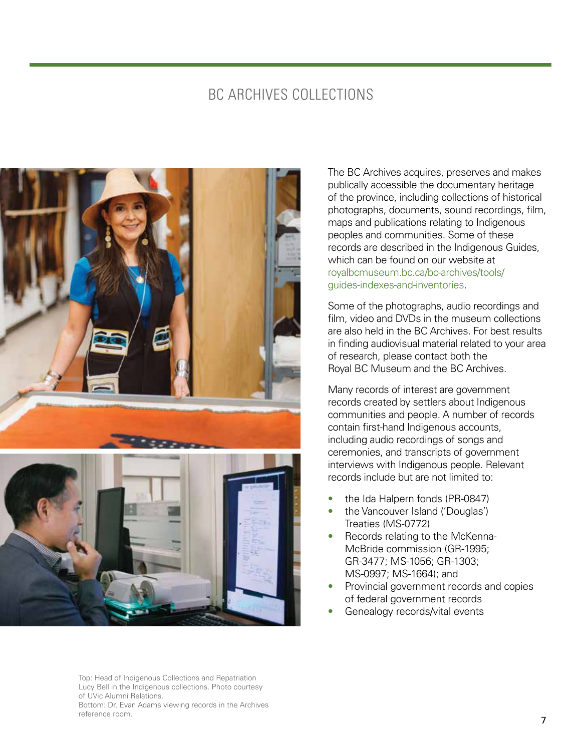# BC ARCHIVES COLLECTIONS

Top: Head of Indigenous Collections and Repatriation Lucy Bell in the Indigenous collections. Photo courtesy of UVic Alumni Relations.
Bottom: Dr. Evan Adams viewing records in the Archives reference room.

The BC Archives acquires, preserves and makes publically accessible the documentary heritage of the province, including collections of historical photographs, documents, sound recordings, film, maps and publications relating to Indigenous peoples and communities. Some of these records are described in the Indigenous Guides, which can be found on our website at royalbcmuseum.bc.ca/bc-archives/tools/guides-indexes-and-inventories.

Some of the photographs, audio recordings and film, video and DVDs in the museum collections are also held in the BC Archives. For best results in finding audiovisual material related to your area of research, please contact both the Royal BC Museum and the BC Archives.

Many records of interest are government records created by settlers about Indigenous communities and people. A number of records contain first-hand Indigenous accounts, including audio recordings of songs and ceremonies, and transcripts of government interviews with Indigenous people. Relevant records include but are not limited to:

- the Ida Halpern fonds (PR-0847)
- the Vancouver Island ('Douglas') Treaties (MS-0772)
- Records relating to the McKenna-McBride commission (GR-1995; GR-3477; MS-1056; GR-1303; MS-0997; MS-1664); and
- Provincial government records and copies of federal government records
- Genealogy records/vital events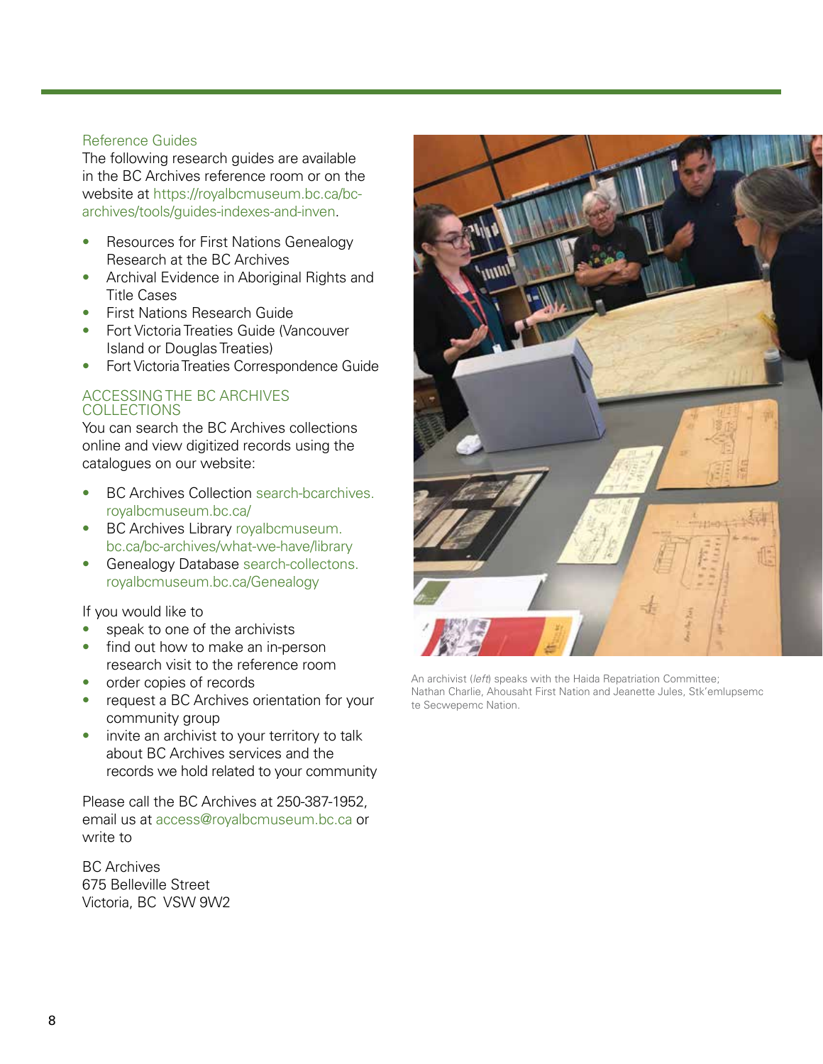### Reference Guides

The following research guides are available in the BC Archives reference room or on the website at https://royalbcmuseum.bc.ca/bc-archives/tools/guides-indexes-and-inven.

- Resources for First Nations Genealogy Research at the BC Archives
- Archival Evidence in Aboriginal Rights and Title Cases
- First Nations Research Guide
- Fort Victoria Treaties Guide (Vancouver Island or Douglas Treaties)
- Fort Victoria Treaties Correspondence Guide

### ACCESSING THE BC ARCHIVES COLLECTIONS

You can search the BC Archives collections online and view digitized records using the catalogues on our website:

- BC Archives Collection search-bcarchives.royalbcmuseum.bc.ca/
- BC Archives Library royalbcmuseum.bc.ca/bc-archives/what-we-have/library
- Genealogy Database search-collectons.royalbcmuseum.bc.ca/Genealogy

If you would like to

- speak to one of the archivists
- find out how to make an in-person research visit to the reference room
- order copies of records
- request a BC Archives orientation for your community group
- invite an archivist to your territory to talk about BC Archives services and the records we hold related to your community

Please call the BC Archives at 250-387-1952, email us at access@royalbcmuseum.bc.ca or write to

BC Archives
675 Belleville Street
Victoria, BC VSW 9W2

An archivist (*left*) speaks with the Haida Repatriation Committee; Nathan Charlie, Ahousaht First Nation and Jeanette Jules, Stk'emlupsemc te Secwepemc Nation.